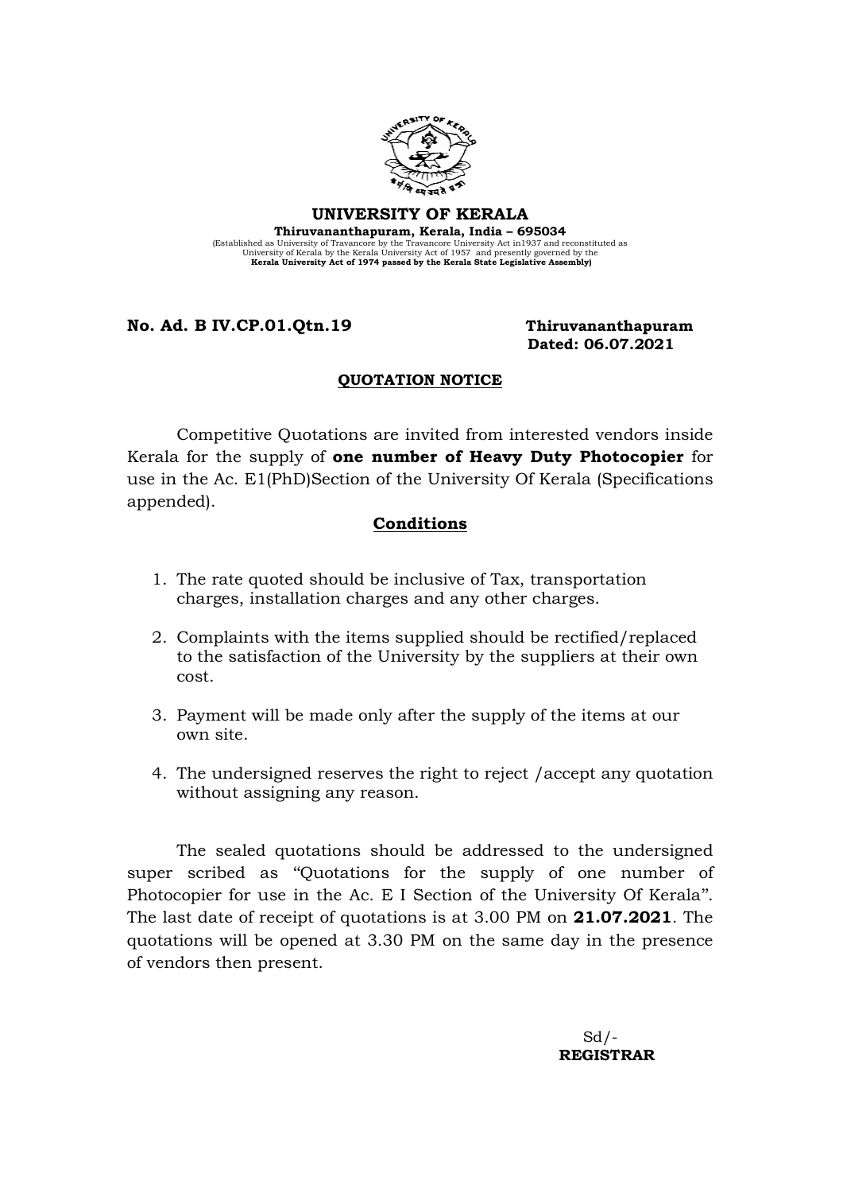# UNIVERSITY OF KERALA

**Thiruvananthapuram, Kerala, India – 695034**

(Established as University of Travancore by the Travancore University Act in1937 and reconstituted as University of Kerala by the Kerala University Act of 1957 and presently governed by the **Kerala University Act of 1974 passed by the Kerala State Legislative Assembly)**

**No. Ad. B IV.CP.01.Qtn.19** **Thiruvananthapuram**
**Dated: 06.07.2021**

## QUOTATION NOTICE

Competitive Quotations are invited from interested vendors inside Kerala for the supply of **one number of Heavy Duty Photocopier** for use in the Ac. E1(PhD)Section of the University Of Kerala (Specifications appended).

### Conditions

1. The rate quoted should be inclusive of Tax, transportation charges, installation charges and any other charges.
2. Complaints with the items supplied should be rectified/replaced to the satisfaction of the University by the suppliers at their own cost.
3. Payment will be made only after the supply of the items at our own site.
4. The undersigned reserves the right to reject /accept any quotation without assigning any reason.

The sealed quotations should be addressed to the undersigned super scribed as "Quotations for the supply of one number of Photocopier for use in the Ac. E I Section of the University Of Kerala". The last date of receipt of quotations is at 3.00 PM on **21.07.2021**. The quotations will be opened at 3.30 PM on the same day in the presence of vendors then present.

Sd/-
**REGISTRAR**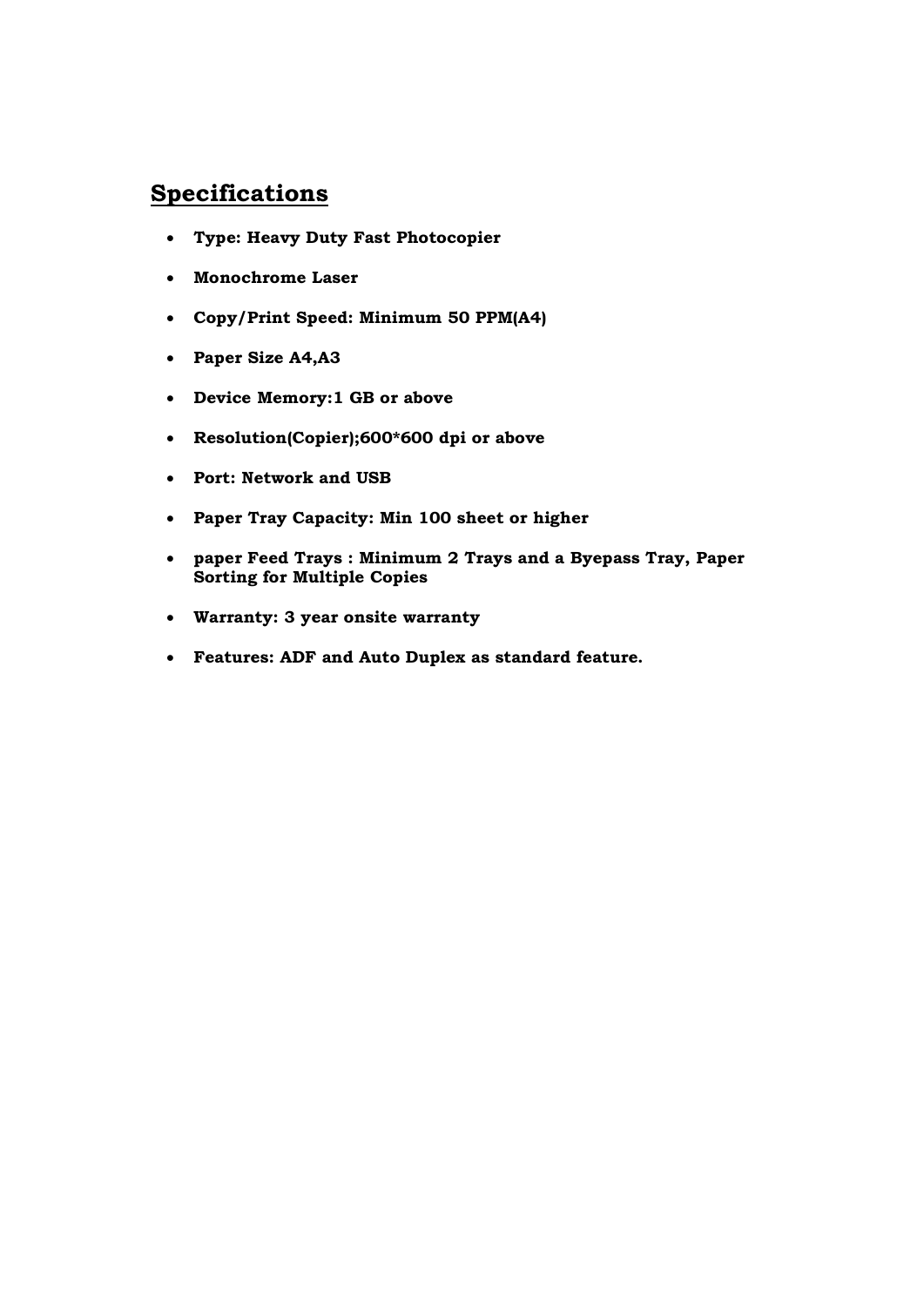## Specifications

- **Type: Heavy Duty Fast Photocopier**
- **Monochrome Laser**
- **Copy/Print Speed: Minimum 50 PPM(A4)**
- **Paper Size A4,A3**
- **Device Memory:1 GB or above**
- **Resolution(Copier);600*600 dpi or above**
- **Port: Network and USB**
- **Paper Tray Capacity: Min 100 sheet or higher**
- **paper Feed Trays : Minimum 2 Trays and a Byepass Tray, Paper Sorting for Multiple Copies**
- **Warranty: 3 year onsite warranty**
- **Features: ADF and Auto Duplex as standard feature.**